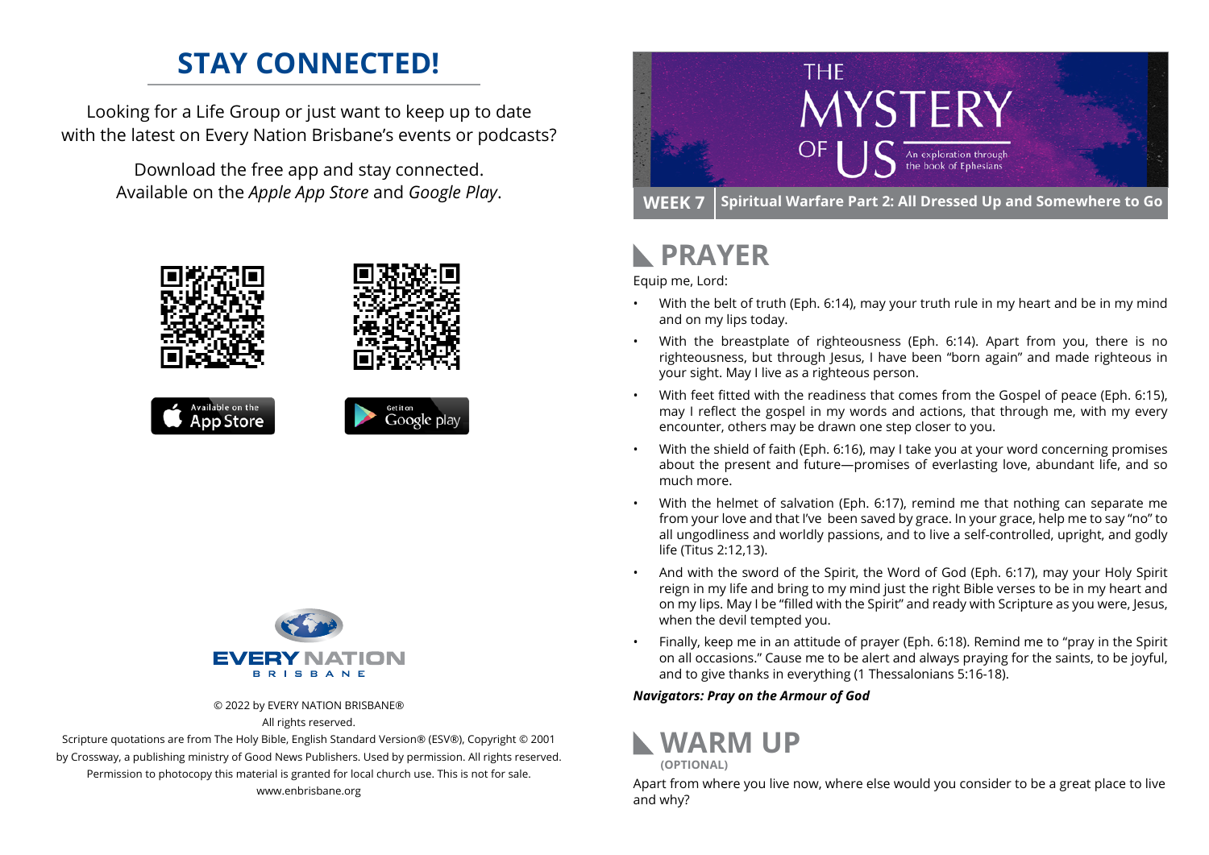# STAY CONNECTED!

Looking for a Life Group or just want to keep up to date with the latest on Every Nation Brisbane's events or podcasts?

Download the free app and stay connected. Available on the *Apple App Store* and *Google Play*.

Available on the App Store

Get it on Google play

EVERY NATION BRISBANE

© 2022 by EVERY NATION BRISBANE®
All rights reserved.
Scripture quotations are from The Holy Bible, English Standard Version® (ESV®), Copyright © 2001 by Crossway, a publishing ministry of Good News Publishers. Used by permission. All rights reserved.
Permission to photocopy this material is granted for local church use. This is not for sale.
www.enbrisbane.org

# THE MYSTERY OF US

An exploration through the book of Ephesians

**WEEK 7** | **Spiritual Warfare Part 2: All Dressed Up and Somewhere to Go**

## PRAYER

Equip me, Lord:

- With the belt of truth (Eph. 6:14), may your truth rule in my heart and be in my mind and on my lips today.
- With the breastplate of righteousness (Eph. 6:14). Apart from you, there is no righteousness, but through Jesus, I have been "born again" and made righteous in your sight. May I live as a righteous person.
- With feet fitted with the readiness that comes from the Gospel of peace (Eph. 6:15), may I reflect the gospel in my words and actions, that through me, with my every encounter, others may be drawn one step closer to you.
- With the shield of faith (Eph. 6:16), may I take you at your word concerning promises about the present and future—promises of everlasting love, abundant life, and so much more.
- With the helmet of salvation (Eph. 6:17), remind me that nothing can separate me from your love and that I've been saved by grace. In your grace, help me to say "no" to all ungodliness and worldly passions, and to live a self-controlled, upright, and godly life (Titus 2:12,13).
- And with the sword of the Spirit, the Word of God (Eph. 6:17), may your Holy Spirit reign in my life and bring to my mind just the right Bible verses to be in my heart and on my lips. May I be "filled with the Spirit" and ready with Scripture as you were, Jesus, when the devil tempted you.
- Finally, keep me in an attitude of prayer (Eph. 6:18). Remind me to "pray in the Spirit on all occasions." Cause me to be alert and always praying for the saints, to be joyful, and to give thanks in everything (1 Thessalonians 5:16-18).

***Navigators: Pray on the Armour of God***

## WARM UP

**(OPTIONAL)**

Apart from where you live now, where else would you consider to be a great place to live and why?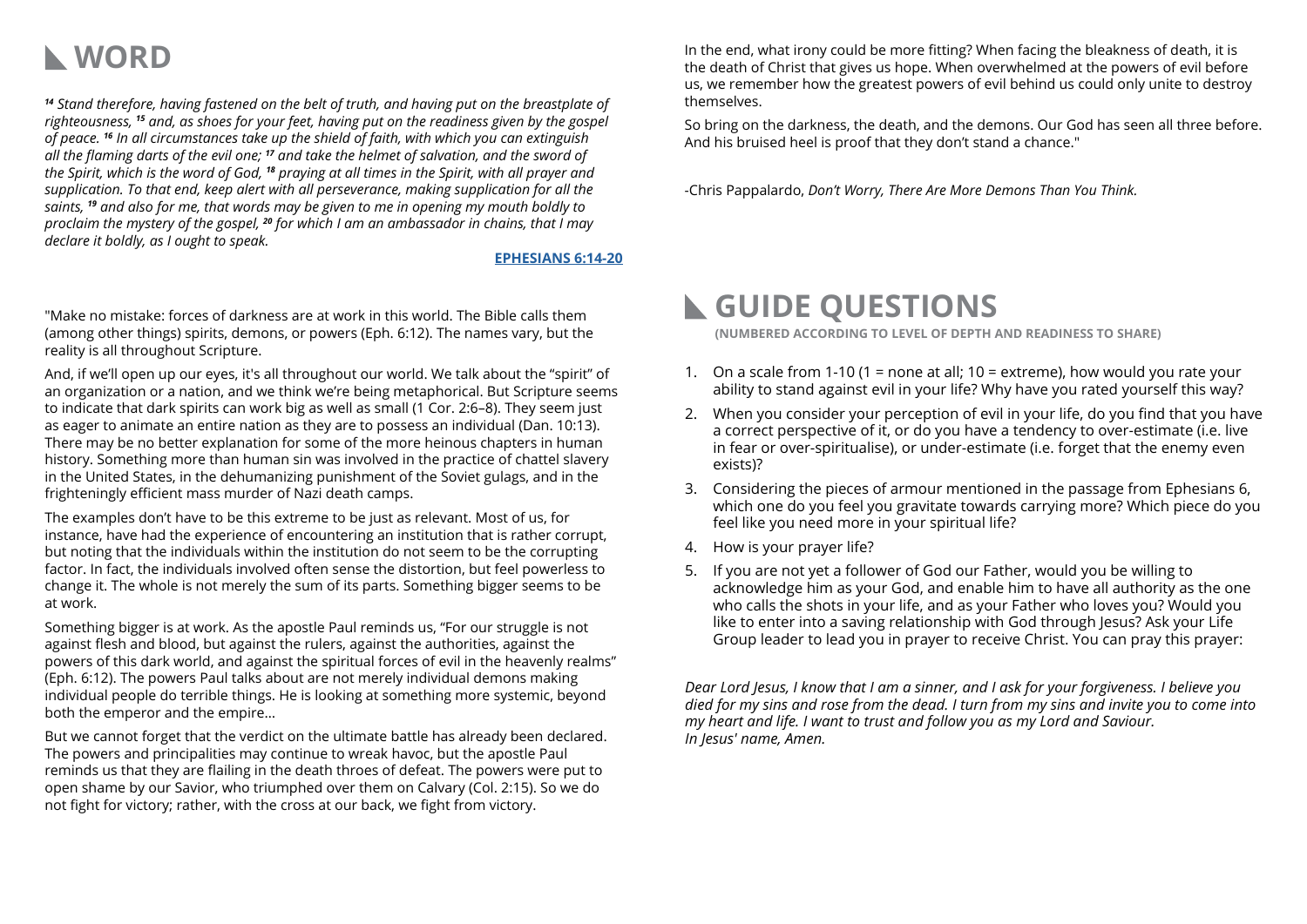## WORD

*[14] Stand therefore, having fastened on the belt of truth, and having put on the breastplate of righteousness, [15] and, as shoes for your feet, having put on the readiness given by the gospel of peace. [16] In all circumstances take up the shield of faith, with which you can extinguish all the flaming darts of the evil one; [17] and take the helmet of salvation, and the sword of the Spirit, which is the word of God, [18] praying at all times in the Spirit, with all prayer and supplication. To that end, keep alert with all perseverance, making supplication for all the saints, [19] and also for me, that words may be given to me in opening my mouth boldly to proclaim the mystery of the gospel, [20] for which I am an ambassador in chains, that I may declare it boldly, as I ought to speak.*

**EPHESIANS 6:14-20**

"Make no mistake: forces of darkness are at work in this world. The Bible calls them (among other things) spirits, demons, or powers (Eph. 6:12). The names vary, but the reality is all throughout Scripture.

And, if we'll open up our eyes, it's all throughout our world. We talk about the "spirit" of an organization or a nation, and we think we're being metaphorical. But Scripture seems to indicate that dark spirits can work big as well as small (1 Cor. 2:6–8). They seem just as eager to animate an entire nation as they are to possess an individual (Dan. 10:13). There may be no better explanation for some of the more heinous chapters in human history. Something more than human sin was involved in the practice of chattel slavery in the United States, in the dehumanizing punishment of the Soviet gulags, and in the frighteningly efficient mass murder of Nazi death camps.

The examples don't have to be this extreme to be just as relevant. Most of us, for instance, have had the experience of encountering an institution that is rather corrupt, but noting that the individuals within the institution do not seem to be the corrupting factor. In fact, the individuals involved often sense the distortion, but feel powerless to change it. The whole is not merely the sum of its parts. Something bigger seems to be at work.

Something bigger is at work. As the apostle Paul reminds us, "For our struggle is not against flesh and blood, but against the rulers, against the authorities, against the powers of this dark world, and against the spiritual forces of evil in the heavenly realms" (Eph. 6:12). The powers Paul talks about are not merely individual demons making individual people do terrible things. He is looking at something more systemic, beyond both the emperor and the empire...

But we cannot forget that the verdict on the ultimate battle has already been declared. The powers and principalities may continue to wreak havoc, but the apostle Paul reminds us that they are flailing in the death throes of defeat. The powers were put to open shame by our Savior, who triumphed over them on Calvary (Col. 2:15). So we do not fight for victory; rather, with the cross at our back, we fight from victory.

In the end, what irony could be more fitting? When facing the bleakness of death, it is the death of Christ that gives us hope. When overwhelmed at the powers of evil before us, we remember how the greatest powers of evil behind us could only unite to destroy themselves.

So bring on the darkness, the death, and the demons. Our God has seen all three before. And his bruised heel is proof that they don't stand a chance."

-Chris Pappalardo, *Don't Worry, There Are More Demons Than You Think.*

## GUIDE QUESTIONS

**(NUMBERED ACCORDING TO LEVEL OF DEPTH AND READINESS TO SHARE)**

1. On a scale from 1-10 (1 = none at all; 10 = extreme), how would you rate your ability to stand against evil in your life? Why have you rated yourself this way?
2. When you consider your perception of evil in your life, do you find that you have a correct perspective of it, or do you have a tendency to over-estimate (i.e. live in fear or over-spiritualise), or under-estimate (i.e. forget that the enemy even exists)?
3. Considering the pieces of armour mentioned in the passage from Ephesians 6, which one do you feel you gravitate towards carrying more? Which piece do you feel like you need more in your spiritual life?
4. How is your prayer life?
5. If you are not yet a follower of God our Father, would you be willing to acknowledge him as your God, and enable him to have all authority as the one who calls the shots in your life, and as your Father who loves you? Would you like to enter into a saving relationship with God through Jesus? Ask your Life Group leader to lead you in prayer to receive Christ. You can pray this prayer:

*Dear Lord Jesus, I know that I am a sinner, and I ask for your forgiveness. I believe you died for my sins and rose from the dead. I turn from my sins and invite you to come into my heart and life. I want to trust and follow you as my Lord and Saviour.*
*In Jesus' name, Amen.*